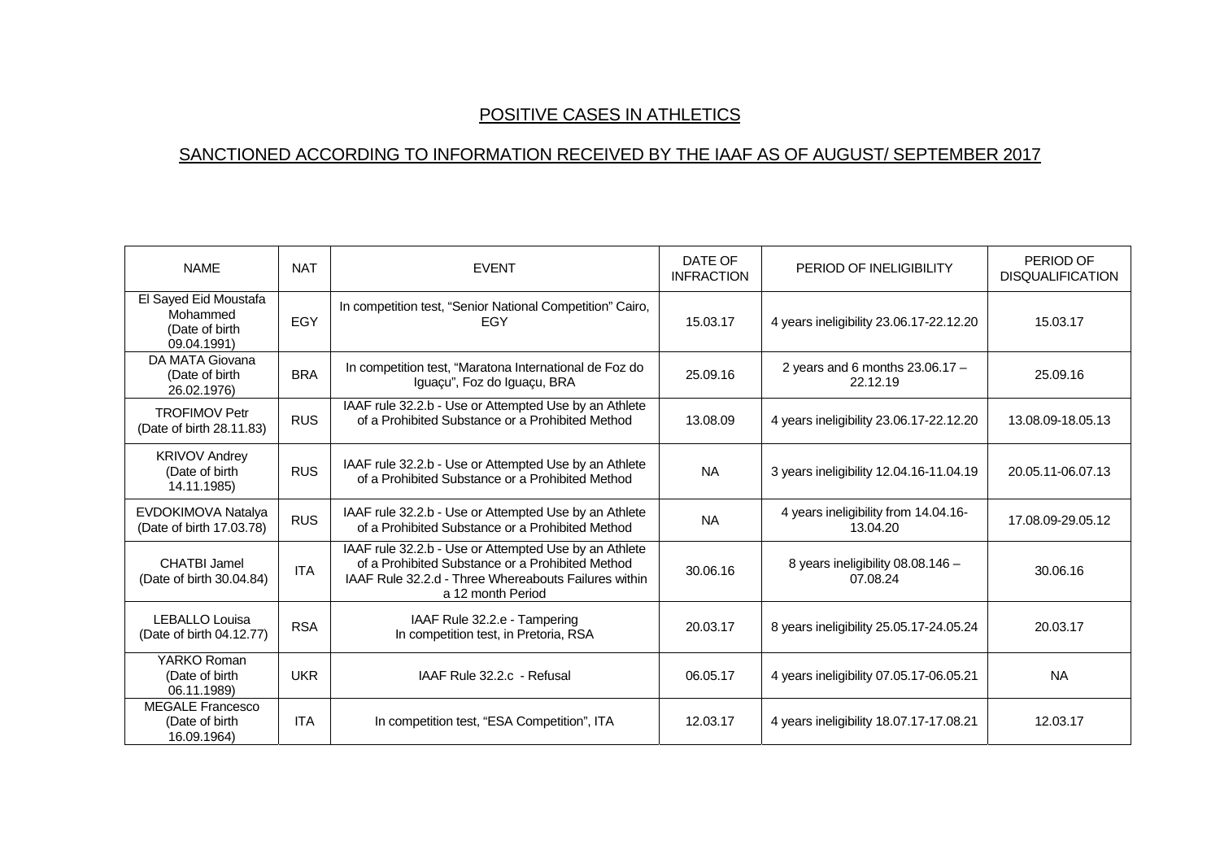# POSITIVE CASES IN ATHLETICS

## SANCTIONED ACCORDING TO INFORMATION RECEIVED BY THE IAAF AS OF AUGUST/ SEPTEMBER 2017

| NAME | NAT | EVENT | DATE OF INFRACTION | PERIOD OF INELIGIBILITY | PERIOD OF DISQUALIFICATION |
|---|---|---|---|---|---|
| El Sayed Eid Moustafa Mohammed (Date of birth 09.04.1991) | EGY | In competition test, "Senior National Competition" Cairo, EGY | 15.03.17 | 4 years ineligibility 23.06.17-22.12.20 | 15.03.17 |
| DA MATA Giovana (Date of birth 26.02.1976) | BRA | In competition test, "Maratona International de Foz do Iguaçu", Foz do Iguaçu, BRA | 25.09.16 | 2 years and 6 months 23.06.17 – 22.12.19 | 25.09.16 |
| TROFIMOV Petr (Date of birth 28.11.83) | RUS | IAAF rule 32.2.b - Use or Attempted Use by an Athlete of a Prohibited Substance or a Prohibited Method | 13.08.09 | 4 years ineligibility 23.06.17-22.12.20 | 13.08.09-18.05.13 |
| KRIVOV Andrey (Date of birth 14.11.1985) | RUS | IAAF rule 32.2.b - Use or Attempted Use by an Athlete of a Prohibited Substance or a Prohibited Method | NA | 3 years ineligibility 12.04.16-11.04.19 | 20.05.11-06.07.13 |
| EVDOKIMOVA Natalya (Date of birth 17.03.78) | RUS | IAAF rule 32.2.b - Use or Attempted Use by an Athlete of a Prohibited Substance or a Prohibited Method | NA | 4 years ineligibility from 14.04.16-13.04.20 | 17.08.09-29.05.12 |
| CHATBI Jamel (Date of birth 30.04.84) | ITA | IAAF rule 32.2.b - Use or Attempted Use by an Athlete of a Prohibited Substance or a Prohibited Method IAAF Rule 32.2.d - Three Whereabouts Failures within a 12 month Period | 30.06.16 | 8 years ineligibility 08.08.146 – 07.08.24 | 30.06.16 |
| LEBALLO Louisa (Date of birth 04.12.77) | RSA | IAAF Rule 32.2.e - Tampering In competition test, in Pretoria, RSA | 20.03.17 | 8 years ineligibility 25.05.17-24.05.24 | 20.03.17 |
| YARKO Roman (Date of birth 06.11.1989) | UKR | IAAF Rule 32.2.c - Refusal | 06.05.17 | 4 years ineligibility 07.05.17-06.05.21 | NA |
| MEGALE Francesco (Date of birth 16.09.1964) | ITA | In competition test, "ESA Competition", ITA | 12.03.17 | 4 years ineligibility 18.07.17-17.08.21 | 12.03.17 |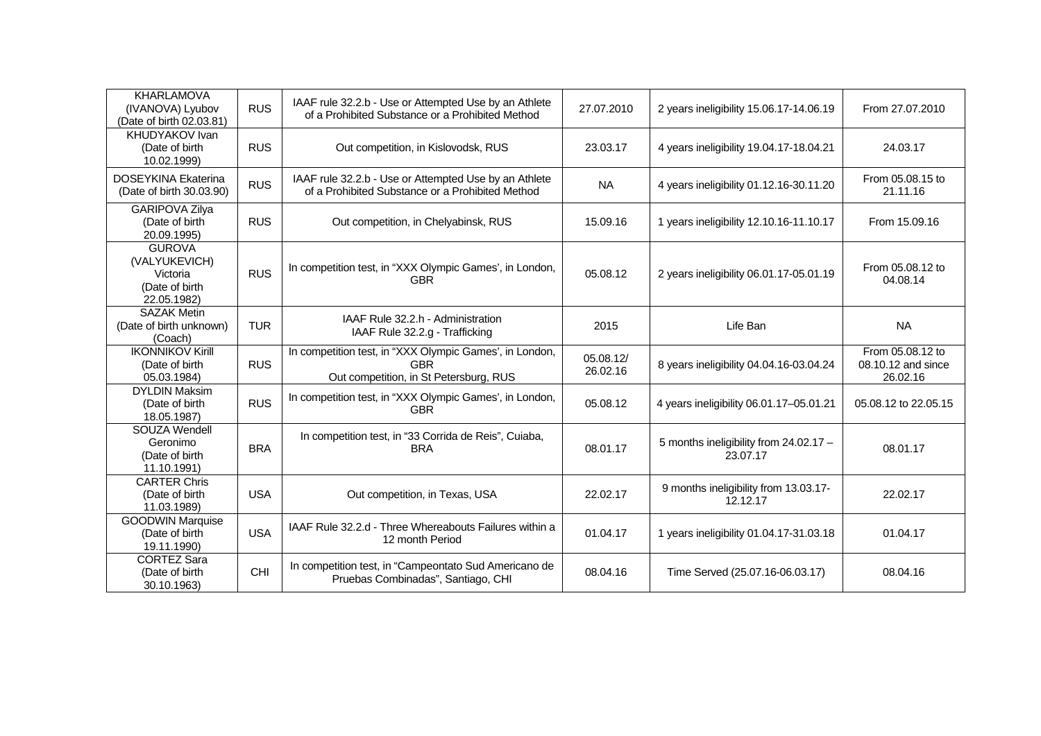| | | | | | |
|---|---|---|---|---|---|
| KHARLAMOVA (IVANOVA) Lyubov (Date of birth 02.03.81) | RUS | IAAF rule 32.2.b - Use or Attempted Use by an Athlete of a Prohibited Substance or a Prohibited Method | 27.07.2010 | 2 years ineligibility 15.06.17-14.06.19 | From 27.07.2010 |
| KHUDYAKOV Ivan (Date of birth 10.02.1999) | RUS | Out competition, in Kislovodsk, RUS | 23.03.17 | 4 years ineligibility 19.04.17-18.04.21 | 24.03.17 |
| DOSEYKINA Ekaterina (Date of birth 30.03.90) | RUS | IAAF rule 32.2.b - Use or Attempted Use by an Athlete of a Prohibited Substance or a Prohibited Method | NA | 4 years ineligibility 01.12.16-30.11.20 | From 05.08.15 to 21.11.16 |
| GARIPOVA Zilya (Date of birth 20.09.1995) | RUS | Out competition, in Chelyabinsk, RUS | 15.09.16 | 1 years ineligibility 12.10.16-11.10.17 | From 15.09.16 |
| GUROVA (VALYUKEVICH) Victoria (Date of birth 22.05.1982) | RUS | In competition test, in "XXX Olympic Games', in London, GBR | 05.08.12 | 2 years ineligibility 06.01.17-05.01.19 | From 05.08.12 to 04.08.14 |
| SAZAK Metin (Date of birth unknown) (Coach) | TUR | IAAF Rule 32.2.h - Administration<br>IAAF Rule 32.2.g - Trafficking | 2015 | Life Ban | NA |
| IKONNIKOV Kirill (Date of birth 05.03.1984) | RUS | In competition test, in "XXX Olympic Games', in London, GBR<br>Out competition, in St Petersburg, RUS | 05.08.12/ 26.02.16 | 8 years ineligibility 04.04.16-03.04.24 | From 05.08.12 to 08.10.12 and since 26.02.16 |
| DYLDIN Maksim (Date of birth 18.05.1987) | RUS | In competition test, in "XXX Olympic Games', in London, GBR | 05.08.12 | 4 years ineligibility 06.01.17–05.01.21 | 05.08.12 to 22.05.15 |
| SOUZA Wendell Geronimo (Date of birth 11.10.1991) | BRA | In competition test, in "33 Corrida de Reis", Cuiaba, BRA | 08.01.17 | 5 months ineligibility from 24.02.17 – 23.07.17 | 08.01.17 |
| CARTER Chris (Date of birth 11.03.1989) | USA | Out competition, in Texas, USA | 22.02.17 | 9 months ineligibility from 13.03.17-12.12.17 | 22.02.17 |
| GOODWIN Marquise (Date of birth 19.11.1990) | USA | IAAF Rule 32.2.d - Three Whereabouts Failures within a 12 month Period | 01.04.17 | 1 years ineligibility 01.04.17-31.03.18 | 01.04.17 |
| CORTEZ Sara (Date of birth 30.10.1963) | CHI | In competition test, in "Campeontato Sud Americano de Pruebas Combinadas", Santiago, CHI | 08.04.16 | Time Served (25.07.16-06.03.17) | 08.04.16 |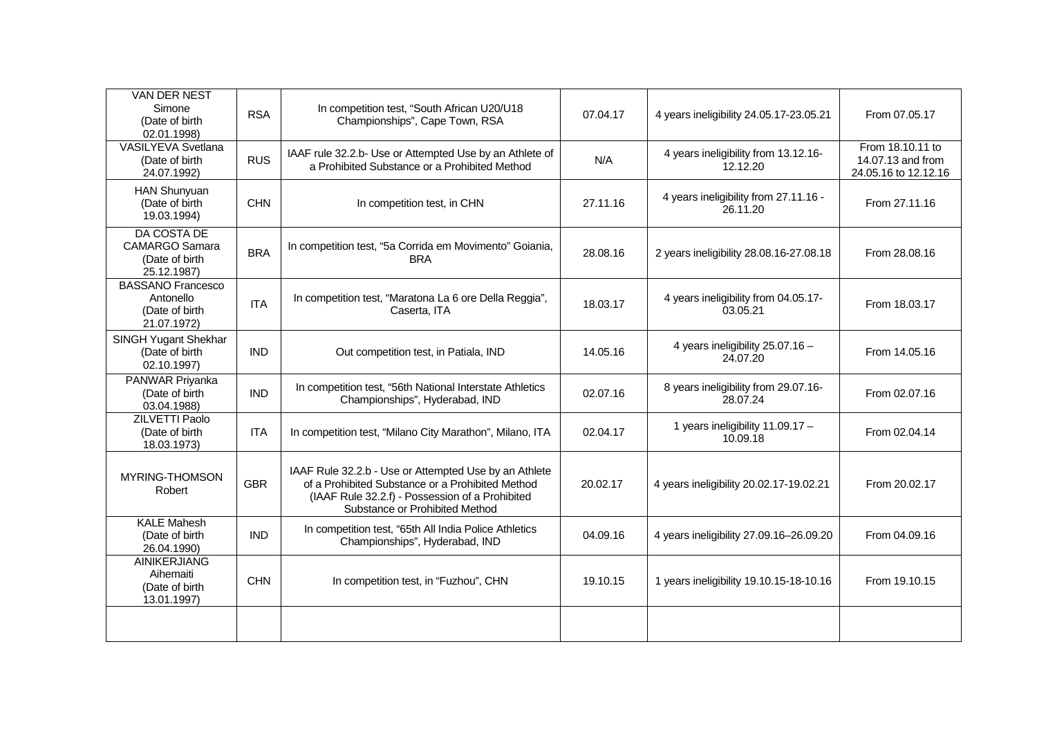| | | | | | |
|---|---|---|---|---|---|
| VAN DER NEST Simone (Date of birth 02.01.1998) | RSA | In competition test, "South African U20/U18 Championships", Cape Town, RSA | 07.04.17 | 4 years ineligibility 24.05.17-23.05.21 | From 07.05.17 |
| VASILYEVA Svetlana (Date of birth 24.07.1992) | RUS | IAAF rule 32.2.b- Use or Attempted Use by an Athlete of a Prohibited Substance or a Prohibited Method | N/A | 4 years ineligibility from 13.12.16-12.12.20 | From 18.10.11 to 14.07.13 and from 24.05.16 to 12.12.16 |
| HAN Shunyuan (Date of birth 19.03.1994) | CHN | In competition test, in CHN | 27.11.16 | 4 years ineligibility from 27.11.16 - 26.11.20 | From 27.11.16 |
| DA COSTA DE CAMARGO Samara (Date of birth 25.12.1987) | BRA | In competition test, "5a Corrida em Movimento" Goiania, BRA | 28.08.16 | 2 years ineligibility 28.08.16-27.08.18 | From 28.08.16 |
| BASSANO Francesco Antonello (Date of birth 21.07.1972) | ITA | In competition test, "Maratona La 6 ore Della Reggia", Caserta, ITA | 18.03.17 | 4 years ineligibility from 04.05.17-03.05.21 | From 18.03.17 |
| SINGH Yugant Shekhar (Date of birth 02.10.1997) | IND | Out competition test, in Patiala, IND | 14.05.16 | 4 years ineligibility 25.07.16 – 24.07.20 | From 14.05.16 |
| PANWAR Priyanka (Date of birth 03.04.1988) | IND | In competition test, "56th National Interstate Athletics Championships", Hyderabad, IND | 02.07.16 | 8 years ineligibility from 29.07.16-28.07.24 | From 02.07.16 |
| ZILVETTI Paolo (Date of birth 18.03.1973) | ITA | In competition test, "Milano City Marathon", Milano, ITA | 02.04.17 | 1 years ineligibility 11.09.17 – 10.09.18 | From 02.04.14 |
| MYRING-THOMSON Robert | GBR | IAAF Rule 32.2.b - Use or Attempted Use by an Athlete of a Prohibited Substance or a Prohibited Method (IAAF Rule 32.2.f) - Possession of a Prohibited Substance or Prohibited Method | 20.02.17 | 4 years ineligibility 20.02.17-19.02.21 | From 20.02.17 |
| KALE Mahesh (Date of birth 26.04.1990) | IND | In competition test, "65th All India Police Athletics Championships", Hyderabad, IND | 04.09.16 | 4 years ineligibility 27.09.16–26.09.20 | From 04.09.16 |
| AINIKERJIANG Aihemaiti (Date of birth 13.01.1997) | CHN | In competition test, in "Fuzhou", CHN | 19.10.15 | 1 years ineligibility 19.10.15-18-10.16 | From 19.10.15 |
| | | | | | |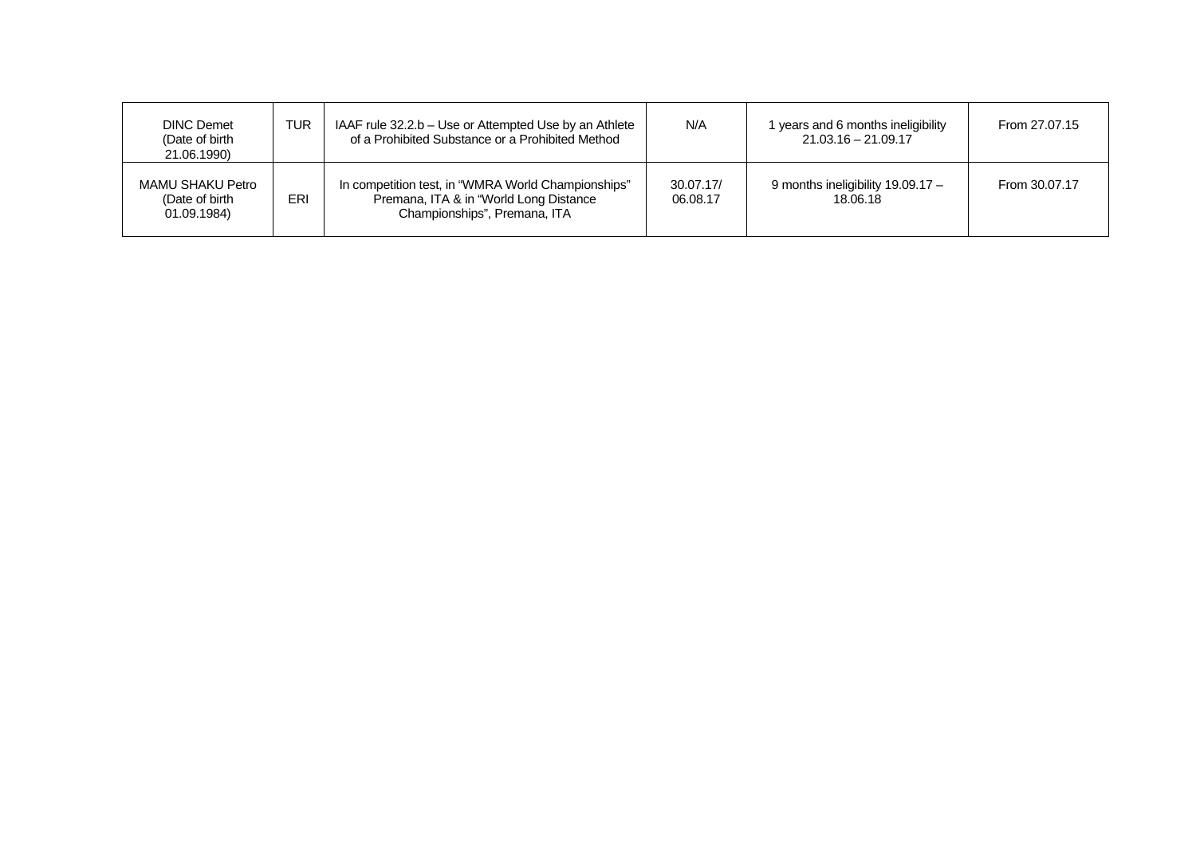| | | | | | |
|---|---|---|---|---|---|
| DINC Demet (Date of birth 21.06.1990) | TUR | IAAF rule 32.2.b – Use or Attempted Use by an Athlete of a Prohibited Substance or a Prohibited Method | N/A | 1 years and 6 months ineligibility 21.03.16 – 21.09.17 | From 27.07.15 |
| MAMU SHAKU Petro (Date of birth 01.09.1984) | ERI | In competition test, in "WMRA World Championships" Premana, ITA & in "World Long Distance Championships", Premana, ITA | 30.07.17/ 06.08.17 | 9 months ineligibility 19.09.17 – 18.06.18 | From 30.07.17 |